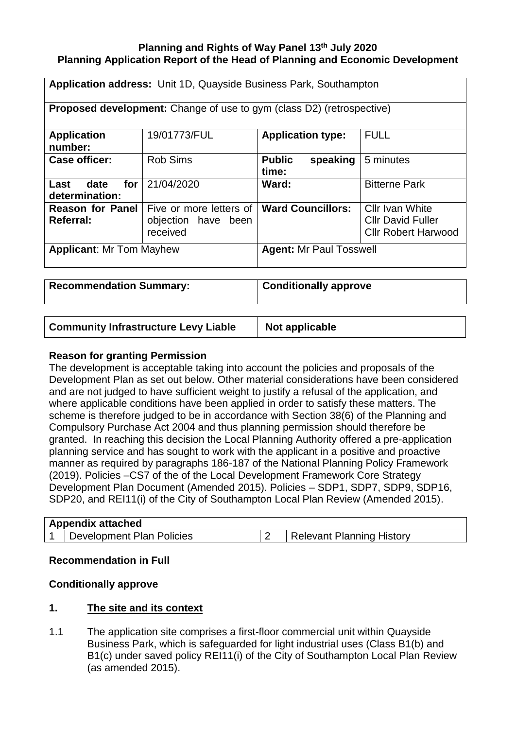**Planning and Rights of Way Panel 13th July 2020**
**Planning Application Report of the Head of Planning and Economic Development**

| **Application address:** Unit 1D, Quayside Business Park, Southampton | | | |
|---|---|---|---|
| **Proposed development:** Change of use to gym (class D2) (retrospective) | | | |
| **Application number:** | 19/01773/FUL | **Application type:** | FULL |
| **Case officer:** | Rob Sims | **Public speaking time:** | 5 minutes |
| **Last date for determination:** | 21/04/2020 | **Ward:** | Bitterne Park |
| **Reason for Panel Referral:** | Five or more letters of objection have been received | **Ward Councillors:** | Cllr Ivan White<br>Cllr David Fuller<br>Cllr Robert Harwood |
| **Applicant**: Mr Tom Mayhew | | **Agent:** Mr Paul Tosswell | |

| **Recommendation Summary:** | **Conditionally approve** |
|---|---|

| **Community Infrastructure Levy Liable** | **Not applicable** |
|---|---|

**Reason for granting Permission**

The development is acceptable taking into account the policies and proposals of the Development Plan as set out below. Other material considerations have been considered and are not judged to have sufficient weight to justify a refusal of the application, and where applicable conditions have been applied in order to satisfy these matters. The scheme is therefore judged to be in accordance with Section 38(6) of the Planning and Compulsory Purchase Act 2004 and thus planning permission should therefore be granted. In reaching this decision the Local Planning Authority offered a pre-application planning service and has sought to work with the applicant in a positive and proactive manner as required by paragraphs 186-187 of the National Planning Policy Framework (2019). Policies –CS7 of the of the Local Development Framework Core Strategy Development Plan Document (Amended 2015). Policies – SDP1, SDP7, SDP9, SDP16, SDP20, and REI11(i) of the City of Southampton Local Plan Review (Amended 2015).

| **Appendix attached** | | | |
|---|---|---|---|
| 1 | Development Plan Policies | 2 | Relevant Planning History |

**Recommendation in Full**

**Conditionally approve**

## 1. The site and its context

1.1 The application site comprises a first-floor commercial unit within Quayside Business Park, which is safeguarded for light industrial uses (Class B1(b) and B1(c) under saved policy REI11(i) of the City of Southampton Local Plan Review (as amended 2015).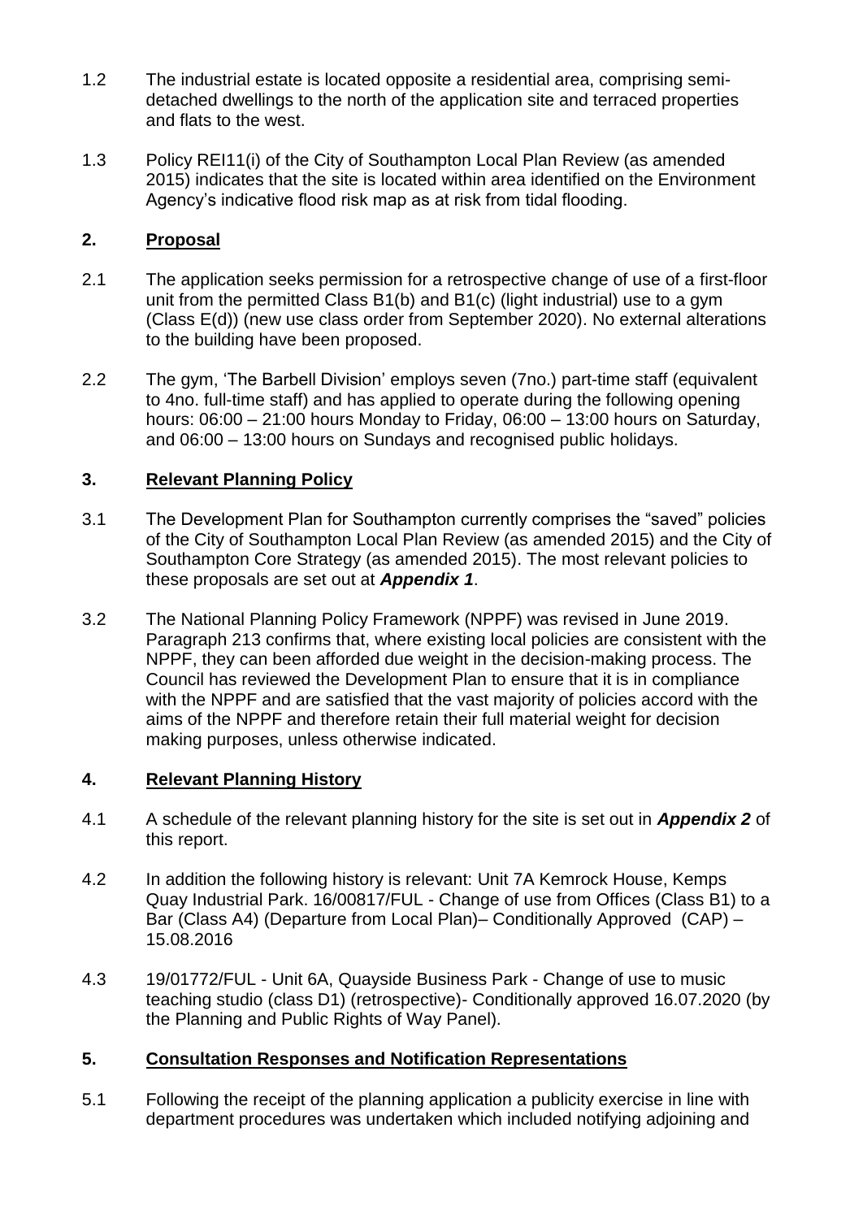1.2 The industrial estate is located opposite a residential area, comprising semi-detached dwellings to the north of the application site and terraced properties and flats to the west.

1.3 Policy REI11(i) of the City of Southampton Local Plan Review (as amended 2015) indicates that the site is located within area identified on the Environment Agency's indicative flood risk map as at risk from tidal flooding.

## 2. Proposal

2.1 The application seeks permission for a retrospective change of use of a first-floor unit from the permitted Class B1(b) and B1(c) (light industrial) use to a gym (Class E(d)) (new use class order from September 2020). No external alterations to the building have been proposed.

2.2 The gym, 'The Barbell Division' employs seven (7no.) part-time staff (equivalent to 4no. full-time staff) and has applied to operate during the following opening hours: 06:00 – 21:00 hours Monday to Friday, 06:00 – 13:00 hours on Saturday, and 06:00 – 13:00 hours on Sundays and recognised public holidays.

## 3. Relevant Planning Policy

3.1 The Development Plan for Southampton currently comprises the "saved" policies of the City of Southampton Local Plan Review (as amended 2015) and the City of Southampton Core Strategy (as amended 2015). The most relevant policies to these proposals are set out at ***Appendix 1***.

3.2 The National Planning Policy Framework (NPPF) was revised in June 2019. Paragraph 213 confirms that, where existing local policies are consistent with the NPPF, they can been afforded due weight in the decision-making process. The Council has reviewed the Development Plan to ensure that it is in compliance with the NPPF and are satisfied that the vast majority of policies accord with the aims of the NPPF and therefore retain their full material weight for decision making purposes, unless otherwise indicated.

## 4. Relevant Planning History

4.1 A schedule of the relevant planning history for the site is set out in ***Appendix 2*** of this report.

4.2 In addition the following history is relevant: Unit 7A Kemrock House, Kemps Quay Industrial Park. 16/00817/FUL - Change of use from Offices (Class B1) to a Bar (Class A4) (Departure from Local Plan)– Conditionally Approved (CAP) – 15.08.2016

4.3 19/01772/FUL - Unit 6A, Quayside Business Park - Change of use to music teaching studio (class D1) (retrospective)- Conditionally approved 16.07.2020 (by the Planning and Public Rights of Way Panel).

## 5. Consultation Responses and Notification Representations

5.1 Following the receipt of the planning application a publicity exercise in line with department procedures was undertaken which included notifying adjoining and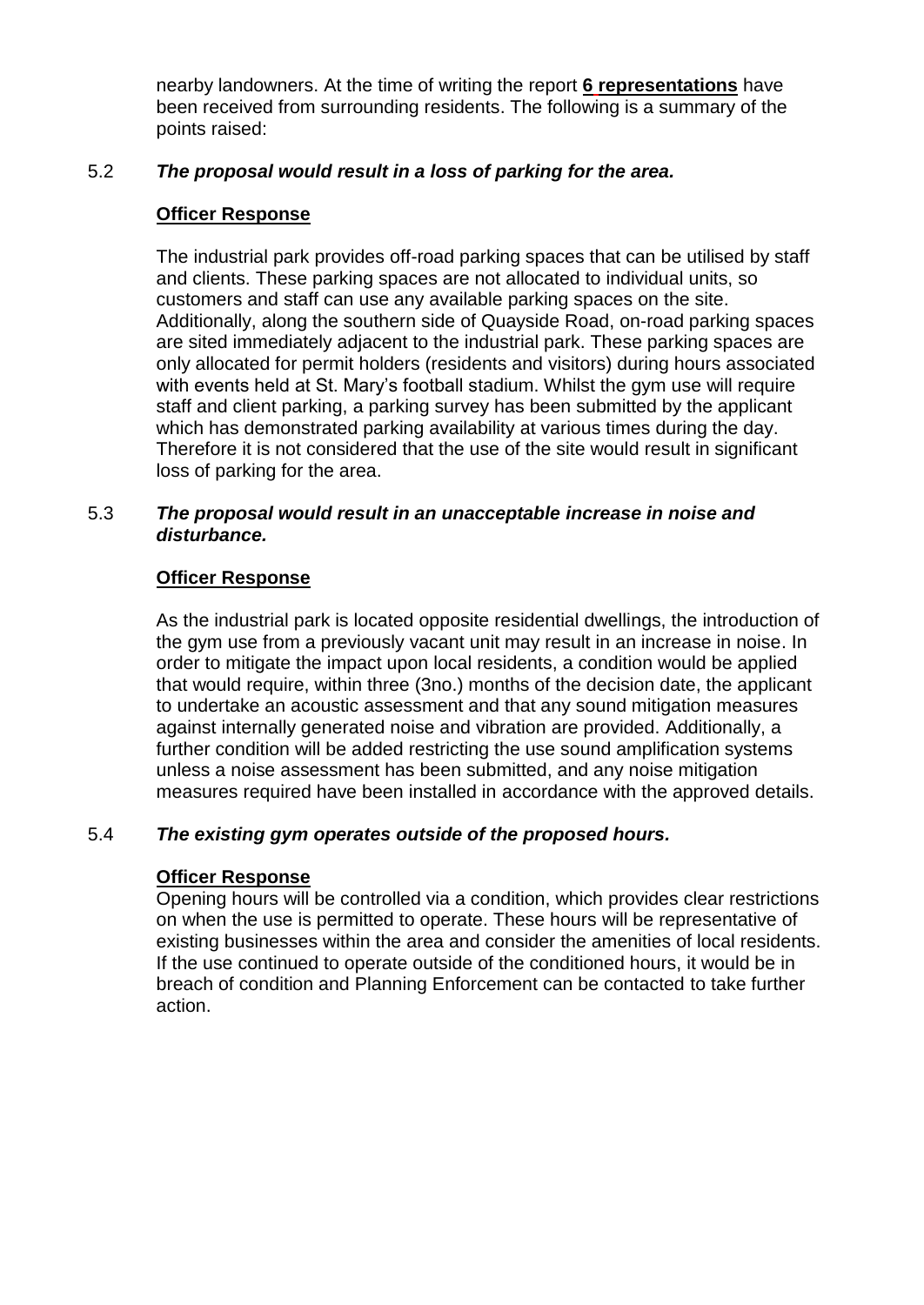nearby landowners. At the time of writing the report **6 representations** have been received from surrounding residents. The following is a summary of the points raised:

5.2 ***The proposal would result in a loss of parking for the area.***

**Officer Response**

The industrial park provides off-road parking spaces that can be utilised by staff and clients. These parking spaces are not allocated to individual units, so customers and staff can use any available parking spaces on the site. Additionally, along the southern side of Quayside Road, on-road parking spaces are sited immediately adjacent to the industrial park. These parking spaces are only allocated for permit holders (residents and visitors) during hours associated with events held at St. Mary's football stadium. Whilst the gym use will require staff and client parking, a parking survey has been submitted by the applicant which has demonstrated parking availability at various times during the day. Therefore it is not considered that the use of the site would result in significant loss of parking for the area.

5.3 ***The proposal would result in an unacceptable increase in noise and disturbance.***

**Officer Response**

As the industrial park is located opposite residential dwellings, the introduction of the gym use from a previously vacant unit may result in an increase in noise. In order to mitigate the impact upon local residents, a condition would be applied that would require, within three (3no.) months of the decision date, the applicant to undertake an acoustic assessment and that any sound mitigation measures against internally generated noise and vibration are provided. Additionally, a further condition will be added restricting the use sound amplification systems unless a noise assessment has been submitted, and any noise mitigation measures required have been installed in accordance with the approved details.

5.4 ***The existing gym operates outside of the proposed hours.***

**Officer Response**

Opening hours will be controlled via a condition, which provides clear restrictions on when the use is permitted to operate. These hours will be representative of existing businesses within the area and consider the amenities of local residents. If the use continued to operate outside of the conditioned hours, it would be in breach of condition and Planning Enforcement can be contacted to take further action.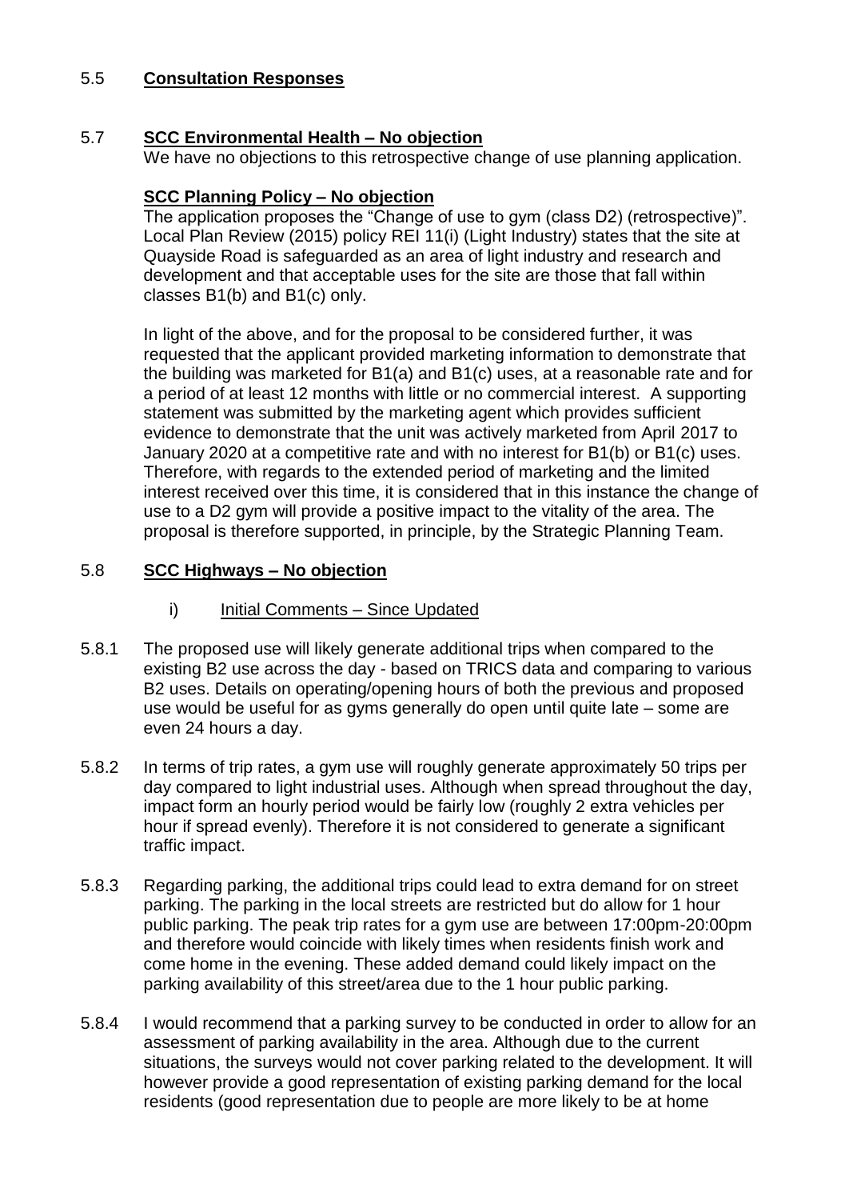5.5 **Consultation Responses**

5.7 **SCC Environmental Health – No objection**

We have no objections to this retrospective change of use planning application.

**SCC Planning Policy – No objection**

The application proposes the "Change of use to gym (class D2) (retrospective)". Local Plan Review (2015) policy REI 11(i) (Light Industry) states that the site at Quayside Road is safeguarded as an area of light industry and research and development and that acceptable uses for the site are those that fall within classes B1(b) and B1(c) only.

In light of the above, and for the proposal to be considered further, it was requested that the applicant provided marketing information to demonstrate that the building was marketed for B1(a) and B1(c) uses, at a reasonable rate and for a period of at least 12 months with little or no commercial interest. A supporting statement was submitted by the marketing agent which provides sufficient evidence to demonstrate that the unit was actively marketed from April 2017 to January 2020 at a competitive rate and with no interest for B1(b) or B1(c) uses. Therefore, with regards to the extended period of marketing and the limited interest received over this time, it is considered that in this instance the change of use to a D2 gym will provide a positive impact to the vitality of the area. The proposal is therefore supported, in principle, by the Strategic Planning Team.

5.8 **SCC Highways – No objection**

i) Initial Comments – Since Updated

5.8.1 The proposed use will likely generate additional trips when compared to the existing B2 use across the day - based on TRICS data and comparing to various B2 uses. Details on operating/opening hours of both the previous and proposed use would be useful for as gyms generally do open until quite late – some are even 24 hours a day.

5.8.2 In terms of trip rates, a gym use will roughly generate approximately 50 trips per day compared to light industrial uses. Although when spread throughout the day, impact form an hourly period would be fairly low (roughly 2 extra vehicles per hour if spread evenly). Therefore it is not considered to generate a significant traffic impact.

5.8.3 Regarding parking, the additional trips could lead to extra demand for on street parking. The parking in the local streets are restricted but do allow for 1 hour public parking. The peak trip rates for a gym use are between 17:00pm-20:00pm and therefore would coincide with likely times when residents finish work and come home in the evening. These added demand could likely impact on the parking availability of this street/area due to the 1 hour public parking.

5.8.4 I would recommend that a parking survey to be conducted in order to allow for an assessment of parking availability in the area. Although due to the current situations, the surveys would not cover parking related to the development. It will however provide a good representation of existing parking demand for the local residents (good representation due to people are more likely to be at home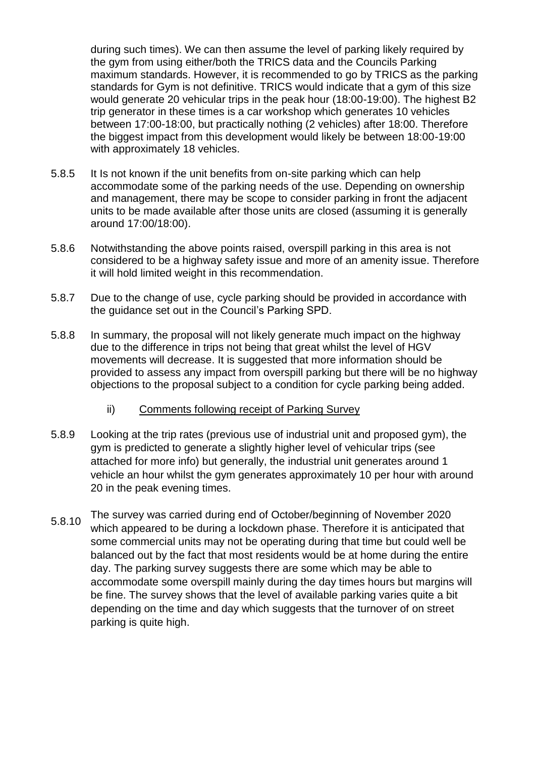during such times). We can then assume the level of parking likely required by the gym from using either/both the TRICS data and the Councils Parking maximum standards. However, it is recommended to go by TRICS as the parking standards for Gym is not definitive. TRICS would indicate that a gym of this size would generate 20 vehicular trips in the peak hour (18:00-19:00). The highest B2 trip generator in these times is a car workshop which generates 10 vehicles between 17:00-18:00, but practically nothing (2 vehicles) after 18:00. Therefore the biggest impact from this development would likely be between 18:00-19:00 with approximately 18 vehicles.

5.8.5 It Is not known if the unit benefits from on-site parking which can help accommodate some of the parking needs of the use. Depending on ownership and management, there may be scope to consider parking in front the adjacent units to be made available after those units are closed (assuming it is generally around 17:00/18:00).

5.8.6 Notwithstanding the above points raised, overspill parking in this area is not considered to be a highway safety issue and more of an amenity issue. Therefore it will hold limited weight in this recommendation.

5.8.7 Due to the change of use, cycle parking should be provided in accordance with the guidance set out in the Council's Parking SPD.

5.8.8 In summary, the proposal will not likely generate much impact on the highway due to the difference in trips not being that great whilst the level of HGV movements will decrease. It is suggested that more information should be provided to assess any impact from overspill parking but there will be no highway objections to the proposal subject to a condition for cycle parking being added.

ii) Comments following receipt of Parking Survey

5.8.9 Looking at the trip rates (previous use of industrial unit and proposed gym), the gym is predicted to generate a slightly higher level of vehicular trips (see attached for more info) but generally, the industrial unit generates around 1 vehicle an hour whilst the gym generates approximately 10 per hour with around 20 in the peak evening times.

5.8.10 The survey was carried during end of October/beginning of November 2020 which appeared to be during a lockdown phase. Therefore it is anticipated that some commercial units may not be operating during that time but could well be balanced out by the fact that most residents would be at home during the entire day. The parking survey suggests there are some which may be able to accommodate some overspill mainly during the day times hours but margins will be fine. The survey shows that the level of available parking varies quite a bit depending on the time and day which suggests that the turnover of on street parking is quite high.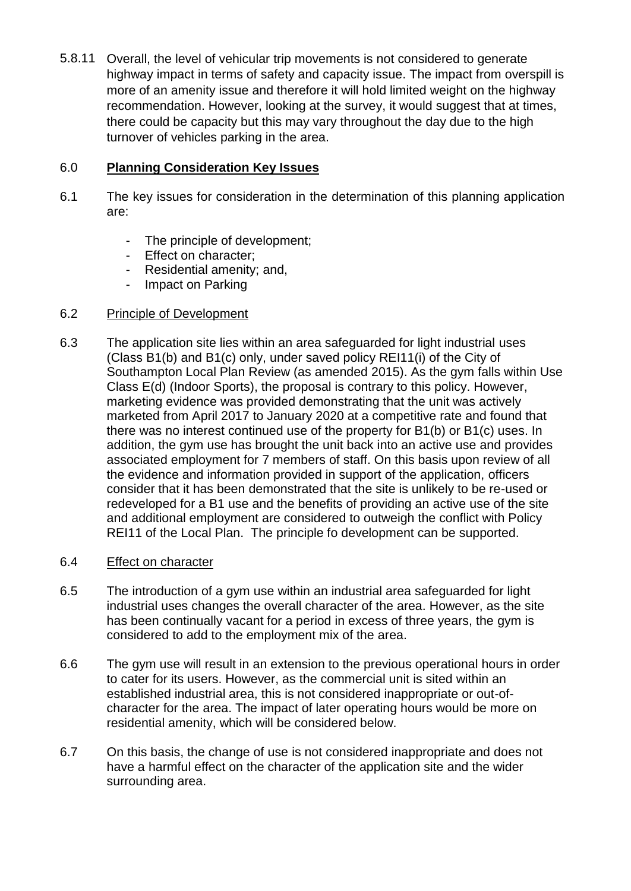5.8.11 Overall, the level of vehicular trip movements is not considered to generate highway impact in terms of safety and capacity issue. The impact from overspill is more of an amenity issue and therefore it will hold limited weight on the highway recommendation. However, looking at the survey, it would suggest that at times, there could be capacity but this may vary throughout the day due to the high turnover of vehicles parking in the area.

## 6.0 **Planning Consideration Key Issues**

6.1 The key issues for consideration in the determination of this planning application are:

- The principle of development;
- Effect on character;
- Residential amenity; and,
- Impact on Parking

6.2 Principle of Development

6.3 The application site lies within an area safeguarded for light industrial uses (Class B1(b) and B1(c) only, under saved policy REI11(i) of the City of Southampton Local Plan Review (as amended 2015). As the gym falls within Use Class E(d) (Indoor Sports), the proposal is contrary to this policy. However, marketing evidence was provided demonstrating that the unit was actively marketed from April 2017 to January 2020 at a competitive rate and found that there was no interest continued use of the property for B1(b) or B1(c) uses. In addition, the gym use has brought the unit back into an active use and provides associated employment for 7 members of staff. On this basis upon review of all the evidence and information provided in support of the application, officers consider that it has been demonstrated that the site is unlikely to be re-used or redeveloped for a B1 use and the benefits of providing an active use of the site and additional employment are considered to outweigh the conflict with Policy REI11 of the Local Plan. The principle fo development can be supported.

6.4 Effect on character

6.5 The introduction of a gym use within an industrial area safeguarded for light industrial uses changes the overall character of the area. However, as the site has been continually vacant for a period in excess of three years, the gym is considered to add to the employment mix of the area.

6.6 The gym use will result in an extension to the previous operational hours in order to cater for its users. However, as the commercial unit is sited within an established industrial area, this is not considered inappropriate or out-of-character for the area. The impact of later operating hours would be more on residential amenity, which will be considered below.

6.7 On this basis, the change of use is not considered inappropriate and does not have a harmful effect on the character of the application site and the wider surrounding area.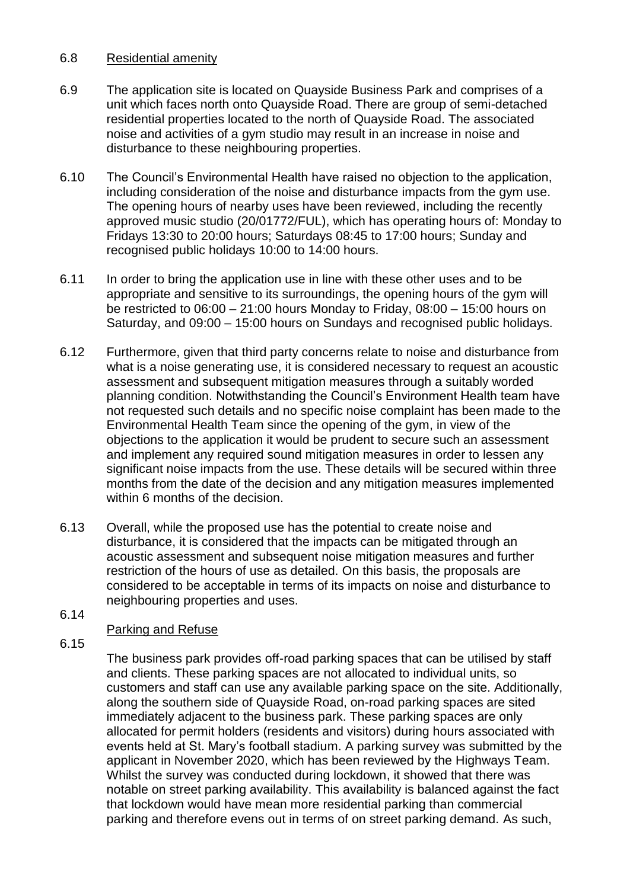6.8 Residential amenity

6.9 The application site is located on Quayside Business Park and comprises of a unit which faces north onto Quayside Road. There are group of semi-detached residential properties located to the north of Quayside Road. The associated noise and activities of a gym studio may result in an increase in noise and disturbance to these neighbouring properties.

6.10 The Council's Environmental Health have raised no objection to the application, including consideration of the noise and disturbance impacts from the gym use. The opening hours of nearby uses have been reviewed, including the recently approved music studio (20/01772/FUL), which has operating hours of: Monday to Fridays 13:30 to 20:00 hours; Saturdays 08:45 to 17:00 hours; Sunday and recognised public holidays 10:00 to 14:00 hours.

6.11 In order to bring the application use in line with these other uses and to be appropriate and sensitive to its surroundings, the opening hours of the gym will be restricted to 06:00 – 21:00 hours Monday to Friday, 08:00 – 15:00 hours on Saturday, and 09:00 – 15:00 hours on Sundays and recognised public holidays.

6.12 Furthermore, given that third party concerns relate to noise and disturbance from what is a noise generating use, it is considered necessary to request an acoustic assessment and subsequent mitigation measures through a suitably worded planning condition. Notwithstanding the Council's Environment Health team have not requested such details and no specific noise complaint has been made to the Environmental Health Team since the opening of the gym, in view of the objections to the application it would be prudent to secure such an assessment and implement any required sound mitigation measures in order to lessen any significant noise impacts from the use. These details will be secured within three months from the date of the decision and any mitigation measures implemented within 6 months of the decision.

6.13 Overall, while the proposed use has the potential to create noise and disturbance, it is considered that the impacts can be mitigated through an acoustic assessment and subsequent noise mitigation measures and further restriction of the hours of use as detailed. On this basis, the proposals are considered to be acceptable in terms of its impacts on noise and disturbance to neighbouring properties and uses.

6.14 Parking and Refuse

6.15 The business park provides off-road parking spaces that can be utilised by staff and clients. These parking spaces are not allocated to individual units, so customers and staff can use any available parking space on the site. Additionally, along the southern side of Quayside Road, on-road parking spaces are sited immediately adjacent to the business park. These parking spaces are only allocated for permit holders (residents and visitors) during hours associated with events held at St. Mary's football stadium. A parking survey was submitted by the applicant in November 2020, which has been reviewed by the Highways Team. Whilst the survey was conducted during lockdown, it showed that there was notable on street parking availability. This availability is balanced against the fact that lockdown would have mean more residential parking than commercial parking and therefore evens out in terms of on street parking demand. As such,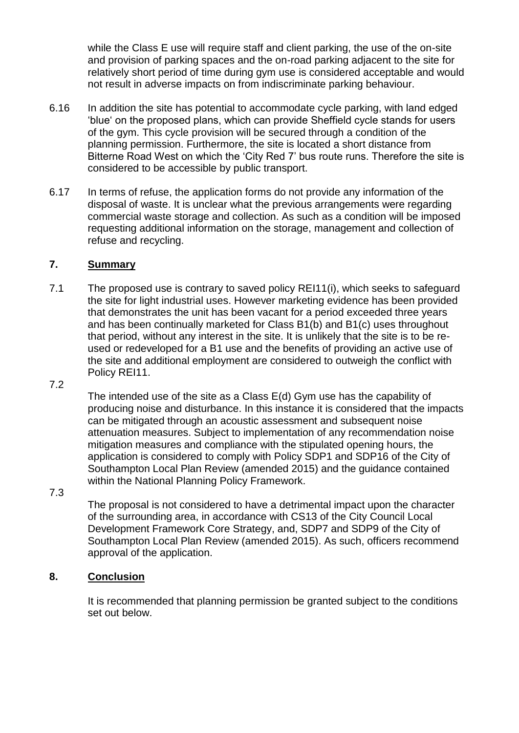while the Class E use will require staff and client parking, the use of the on-site and provision of parking spaces and the on-road parking adjacent to the site for relatively short period of time during gym use is considered acceptable and would not result in adverse impacts on from indiscriminate parking behaviour.

6.16 In addition the site has potential to accommodate cycle parking, with land edged 'blue' on the proposed plans, which can provide Sheffield cycle stands for users of the gym. This cycle provision will be secured through a condition of the planning permission. Furthermore, the site is located a short distance from Bitterne Road West on which the 'City Red 7' bus route runs. Therefore the site is considered to be accessible by public transport.

6.17 In terms of refuse, the application forms do not provide any information of the disposal of waste. It is unclear what the previous arrangements were regarding commercial waste storage and collection. As such as a condition will be imposed requesting additional information on the storage, management and collection of refuse and recycling.

## 7. Summary

7.1 The proposed use is contrary to saved policy REI11(i), which seeks to safeguard the site for light industrial uses. However marketing evidence has been provided that demonstrates the unit has been vacant for a period exceeded three years and has been continually marketed for Class B1(b) and B1(c) uses throughout that period, without any interest in the site. It is unlikely that the site is to be re-used or redeveloped for a B1 use and the benefits of providing an active use of the site and additional employment are considered to outweigh the conflict with Policy REI11.

7.2 The intended use of the site as a Class E(d) Gym use has the capability of producing noise and disturbance. In this instance it is considered that the impacts can be mitigated through an acoustic assessment and subsequent noise attenuation measures. Subject to implementation of any recommendation noise mitigation measures and compliance with the stipulated opening hours, the application is considered to comply with Policy SDP1 and SDP16 of the City of Southampton Local Plan Review (amended 2015) and the guidance contained within the National Planning Policy Framework.

7.3 The proposal is not considered to have a detrimental impact upon the character of the surrounding area, in accordance with CS13 of the City Council Local Development Framework Core Strategy, and, SDP7 and SDP9 of the City of Southampton Local Plan Review (amended 2015). As such, officers recommend approval of the application.

## 8. Conclusion

It is recommended that planning permission be granted subject to the conditions set out below.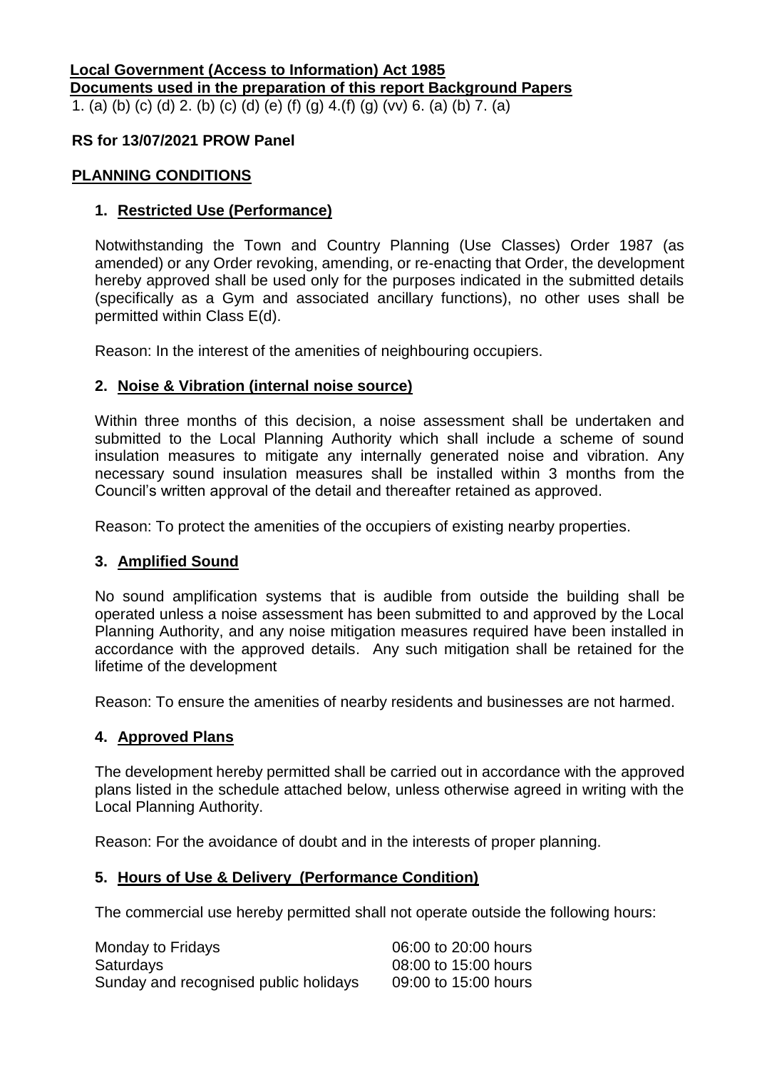**Local Government (Access to Information) Act 1985**
**Documents used in the preparation of this report Background Papers**
1. (a) (b) (c) (d) 2. (b) (c) (d) (e) (f) (g) 4.(f) (g) (vv) 6. (a) (b) 7. (a)

**RS for 13/07/2021 PROW Panel**

## PLANNING CONDITIONS

### 1. Restricted Use (Performance)

Notwithstanding the Town and Country Planning (Use Classes) Order 1987 (as amended) or any Order revoking, amending, or re-enacting that Order, the development hereby approved shall be used only for the purposes indicated in the submitted details (specifically as a Gym and associated ancillary functions), no other uses shall be permitted within Class E(d).

Reason: In the interest of the amenities of neighbouring occupiers.

### 2. Noise & Vibration (internal noise source)

Within three months of this decision, a noise assessment shall be undertaken and submitted to the Local Planning Authority which shall include a scheme of sound insulation measures to mitigate any internally generated noise and vibration. Any necessary sound insulation measures shall be installed within 3 months from the Council's written approval of the detail and thereafter retained as approved.

Reason: To protect the amenities of the occupiers of existing nearby properties.

### 3. Amplified Sound

No sound amplification systems that is audible from outside the building shall be operated unless a noise assessment has been submitted to and approved by the Local Planning Authority, and any noise mitigation measures required have been installed in accordance with the approved details. Any such mitigation shall be retained for the lifetime of the development

Reason: To ensure the amenities of nearby residents and businesses are not harmed.

### 4. Approved Plans

The development hereby permitted shall be carried out in accordance with the approved plans listed in the schedule attached below, unless otherwise agreed in writing with the Local Planning Authority.

Reason: For the avoidance of doubt and in the interests of proper planning.

### 5. Hours of Use & Delivery (Performance Condition)

The commercial use hereby permitted shall not operate outside the following hours:

| | |
|---|---|
| Monday to Fridays | 06:00 to 20:00 hours |
| Saturdays | 08:00 to 15:00 hours |
| Sunday and recognised public holidays | 09:00 to 15:00 hours |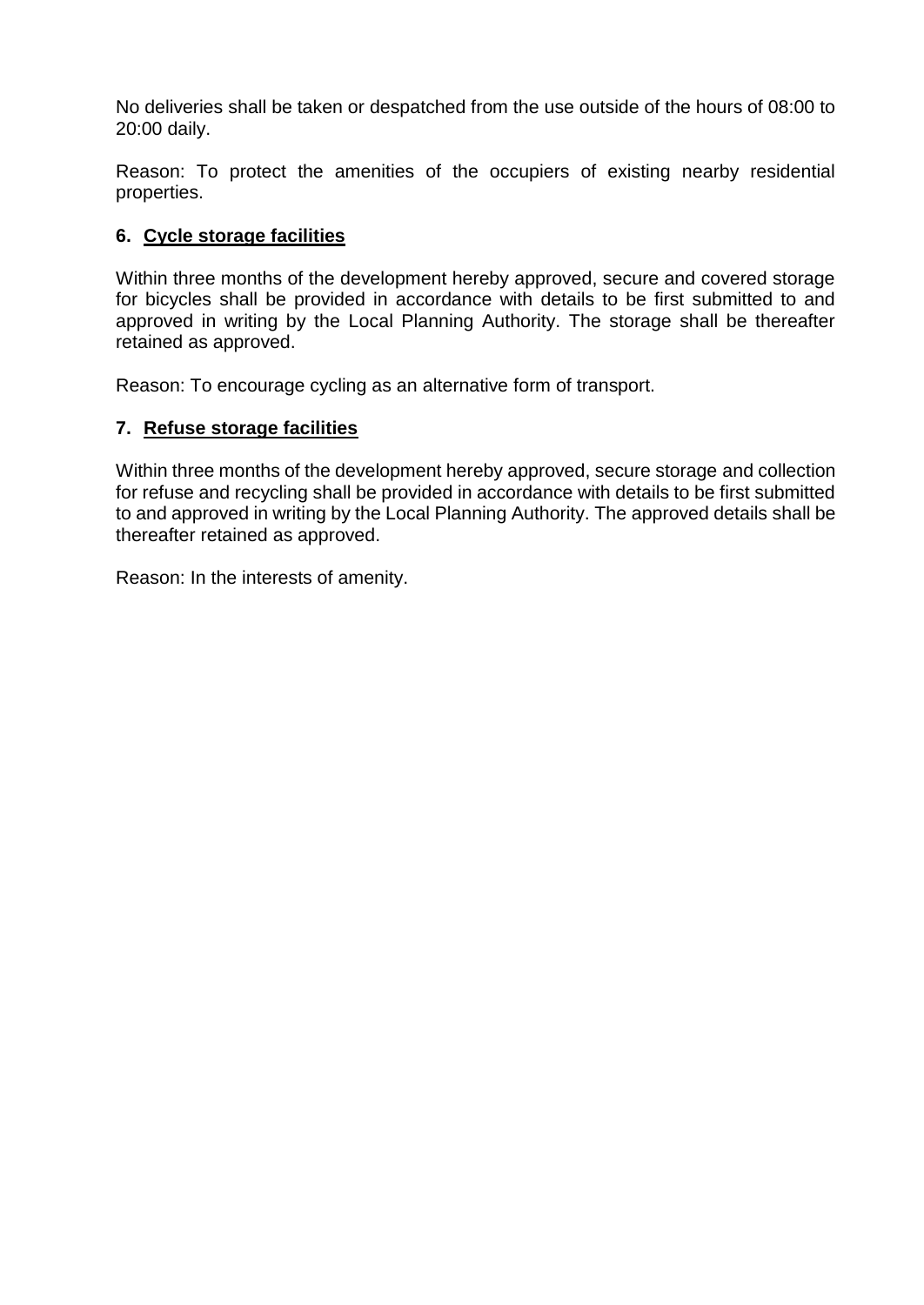No deliveries shall be taken or despatched from the use outside of the hours of 08:00 to 20:00 daily.

Reason: To protect the amenities of the occupiers of existing nearby residential properties.

**6. Cycle storage facilities**

Within three months of the development hereby approved, secure and covered storage for bicycles shall be provided in accordance with details to be first submitted to and approved in writing by the Local Planning Authority. The storage shall be thereafter retained as approved.

Reason: To encourage cycling as an alternative form of transport.

**7. Refuse storage facilities**

Within three months of the development hereby approved, secure storage and collection for refuse and recycling shall be provided in accordance with details to be first submitted to and approved in writing by the Local Planning Authority. The approved details shall be thereafter retained as approved.

Reason: In the interests of amenity.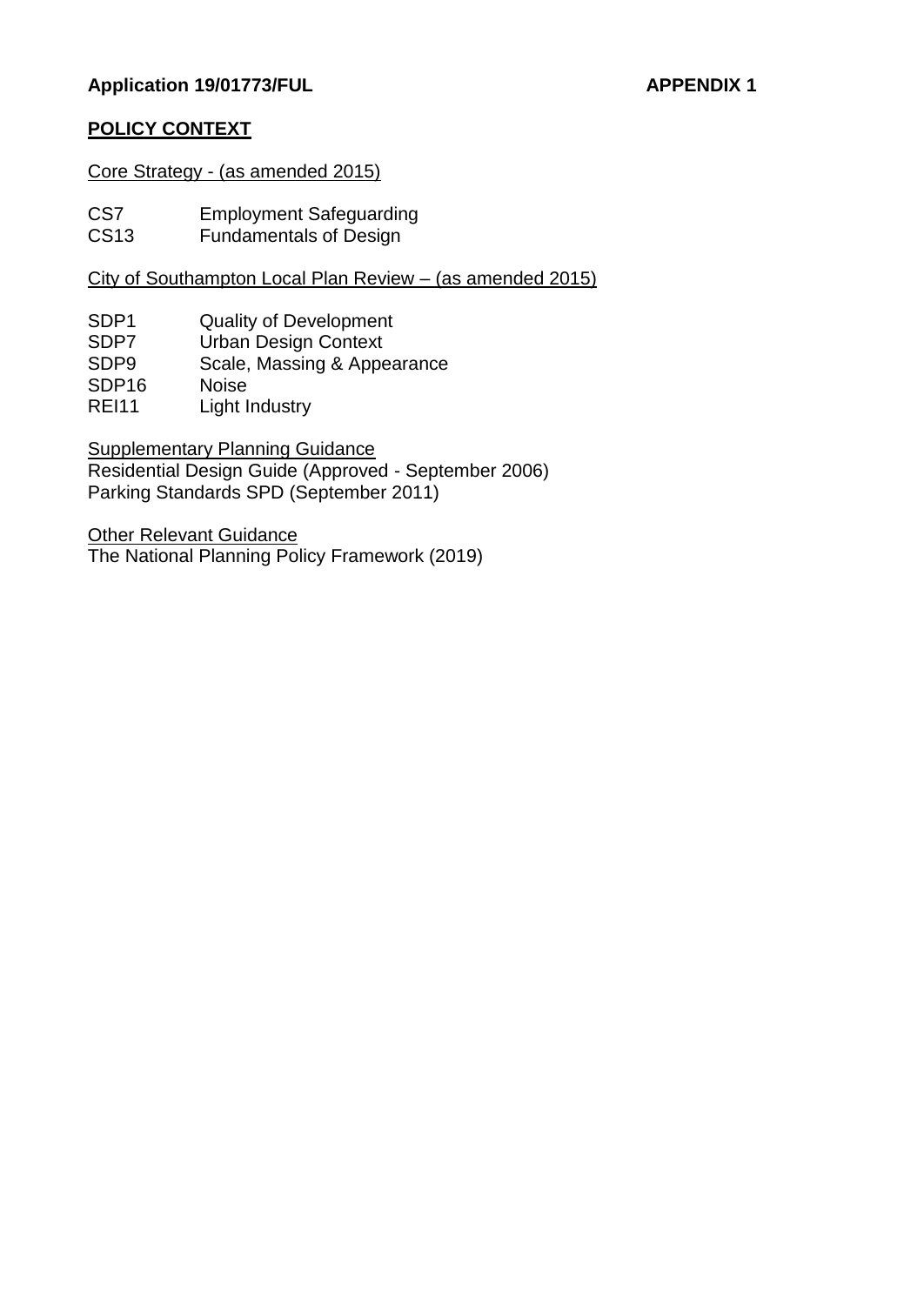**Application 19/01773/FUL** **APPENDIX 1**

## POLICY CONTEXT

Core Strategy - (as amended 2015)

| | |
|---|---|
| CS7 | Employment Safeguarding |
| CS13 | Fundamentals of Design |

City of Southampton Local Plan Review – (as amended 2015)

| | |
|---|---|
| SDP1 | Quality of Development |
| SDP7 | Urban Design Context |
| SDP9 | Scale, Massing & Appearance |
| SDP16 | Noise |
| REI11 | Light Industry |

Supplementary Planning Guidance
Residential Design Guide (Approved - September 2006)
Parking Standards SPD (September 2011)

Other Relevant Guidance
The National Planning Policy Framework (2019)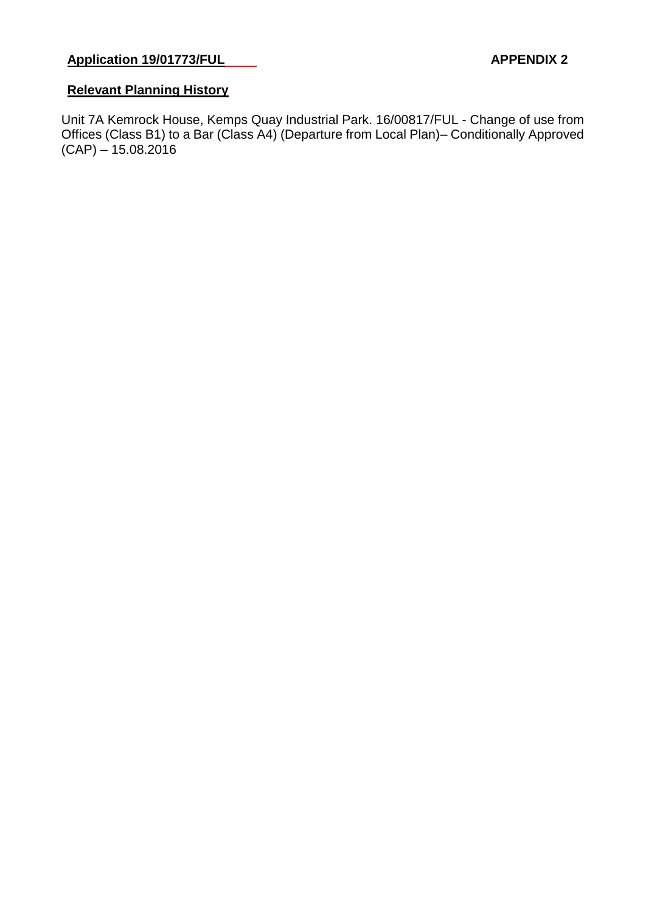**Application 19/01773/FUL** **APPENDIX 2**

## Relevant Planning History

Unit 7A Kemrock House, Kemps Quay Industrial Park. 16/00817/FUL - Change of use from Offices (Class B1) to a Bar (Class A4) (Departure from Local Plan)– Conditionally Approved (CAP) – 15.08.2016